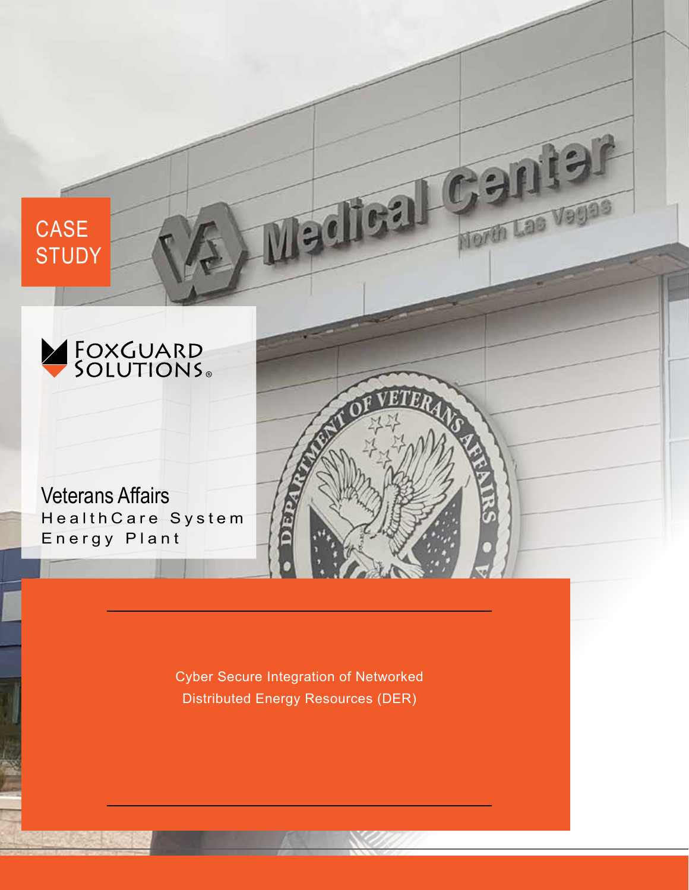CASE STUDY

FOXGUARD SOLUTIONS®

# Veterans Affairs

## HealthCare System Energy Plant

Cyber Secure Integration of Networked Distributed Energy Resources (DER)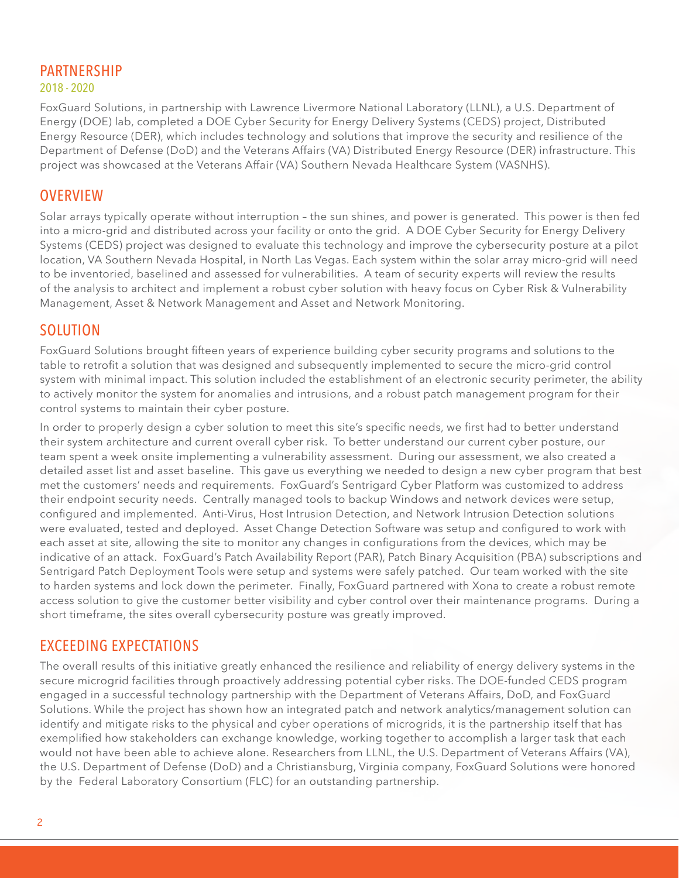## PARTNERSHIP

### 2018 - 2020

FoxGuard Solutions, in partnership with Lawrence Livermore National Laboratory (LLNL), a U.S. Department of Energy (DOE) lab, completed a DOE Cyber Security for Energy Delivery Systems (CEDS) project, Distributed Energy Resource (DER), which includes technology and solutions that improve the security and resilience of the Department of Defense (DoD) and the Veterans Affairs (VA) Distributed Energy Resource (DER) infrastructure. This project was showcased at the Veterans Affair (VA) Southern Nevada Healthcare System (VASNHS).

## OVERVIEW

Solar arrays typically operate without interruption – the sun shines, and power is generated. This power is then fed into a micro-grid and distributed across your facility or onto the grid. A DOE Cyber Security for Energy Delivery Systems (CEDS) project was designed to evaluate this technology and improve the cybersecurity posture at a pilot location, VA Southern Nevada Hospital, in North Las Vegas. Each system within the solar array micro-grid will need to be inventoried, baselined and assessed for vulnerabilities. A team of security experts will review the results of the analysis to architect and implement a robust cyber solution with heavy focus on Cyber Risk & Vulnerability Management, Asset & Network Management and Asset and Network Monitoring.

## SOLUTION

FoxGuard Solutions brought fifteen years of experience building cyber security programs and solutions to the table to retrofit a solution that was designed and subsequently implemented to secure the micro-grid control system with minimal impact. This solution included the establishment of an electronic security perimeter, the ability to actively monitor the system for anomalies and intrusions, and a robust patch management program for their control systems to maintain their cyber posture.

In order to properly design a cyber solution to meet this site's specific needs, we first had to better understand their system architecture and current overall cyber risk. To better understand our current cyber posture, our team spent a week onsite implementing a vulnerability assessment. During our assessment, we also created a detailed asset list and asset baseline. This gave us everything we needed to design a new cyber program that best met the customers' needs and requirements. FoxGuard's Sentrigard Cyber Platform was customized to address their endpoint security needs. Centrally managed tools to backup Windows and network devices were setup, configured and implemented. Anti-Virus, Host Intrusion Detection, and Network Intrusion Detection solutions were evaluated, tested and deployed. Asset Change Detection Software was setup and configured to work with each asset at site, allowing the site to monitor any changes in configurations from the devices, which may be indicative of an attack. FoxGuard's Patch Availability Report (PAR), Patch Binary Acquisition (PBA) subscriptions and Sentrigard Patch Deployment Tools were setup and systems were safely patched. Our team worked with the site to harden systems and lock down the perimeter. Finally, FoxGuard partnered with Xona to create a robust remote access solution to give the customer better visibility and cyber control over their maintenance programs. During a short timeframe, the sites overall cybersecurity posture was greatly improved.

## EXCEEDING EXPECTATIONS

The overall results of this initiative greatly enhanced the resilience and reliability of energy delivery systems in the secure microgrid facilities through proactively addressing potential cyber risks. The DOE-funded CEDS program engaged in a successful technology partnership with the Department of Veterans Affairs, DoD, and FoxGuard Solutions. While the project has shown how an integrated patch and network analytics/management solution can identify and mitigate risks to the physical and cyber operations of microgrids, it is the partnership itself that has exemplified how stakeholders can exchange knowledge, working together to accomplish a larger task that each would not have been able to achieve alone. Researchers from LLNL, the U.S. Department of Veterans Affairs (VA), the U.S. Department of Defense (DoD) and a Christiansburg, Virginia company, FoxGuard Solutions were honored by the Federal Laboratory Consortium (FLC) for an outstanding partnership.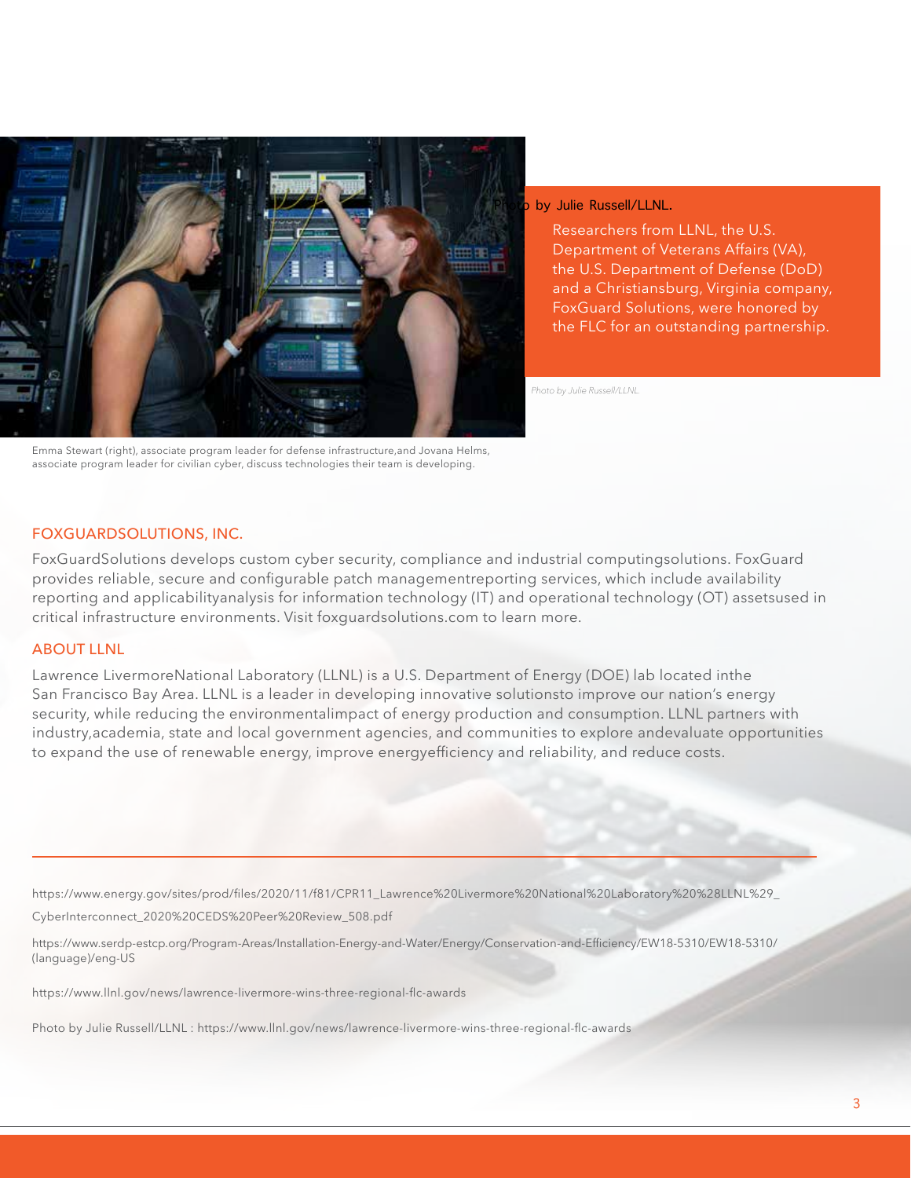Photo by Julie Russell/LLNL.

Researchers from LLNL, the U.S. Department of Veterans Affairs (VA), the U.S. Department of Defense (DoD) and a Christiansburg, Virginia company, FoxGuard Solutions, were honored by the FLC for an outstanding partnership.

*Photo by Julie Russell/LLNL.*

Emma Stewart (right), associate program leader for defense infrastructure,and Jovana Helms, associate program leader for civilian cyber, discuss technologies their team is developing.

## FOXGUARDSOLUTIONS, INC.

FoxGuardSolutions develops custom cyber security, compliance and industrial computingsolutions. FoxGuard provides reliable, secure and configurable patch managementreporting services, which include availability reporting and applicabilityanalysis for information technology (IT) and operational technology (OT) assetsused in critical infrastructure environments. Visit foxguardsolutions.com to learn more.

## ABOUT LLNL

Lawrence LivermoreNational Laboratory (LLNL) is a U.S. Department of Energy (DOE) lab located inthe San Francisco Bay Area. LLNL is a leader in developing innovative solutionsto improve our nation's energy security, while reducing the environmentalimpact of energy production and consumption. LLNL partners with industry,academia, state and local government agencies, and communities to explore andevaluate opportunities to expand the use of renewable energy, improve energyefficiency and reliability, and reduce costs.

---

https://www.energy.gov/sites/prod/files/2020/11/f81/CPR11_Lawrence%20Livermore%20National%20Laboratory%20%28LLNL%29_CyberInterconnect_2020%20CEDS%20Peer%20Review_508.pdf

https://www.serdp-estcp.org/Program-Areas/Installation-Energy-and-Water/Energy/Conservation-and-Efficiency/EW18-5310/EW18-5310/(language)/eng-US

https://www.llnl.gov/news/lawrence-livermore-wins-three-regional-flc-awards

Photo by Julie Russell/LLNL : https://www.llnl.gov/news/lawrence-livermore-wins-three-regional-flc-awards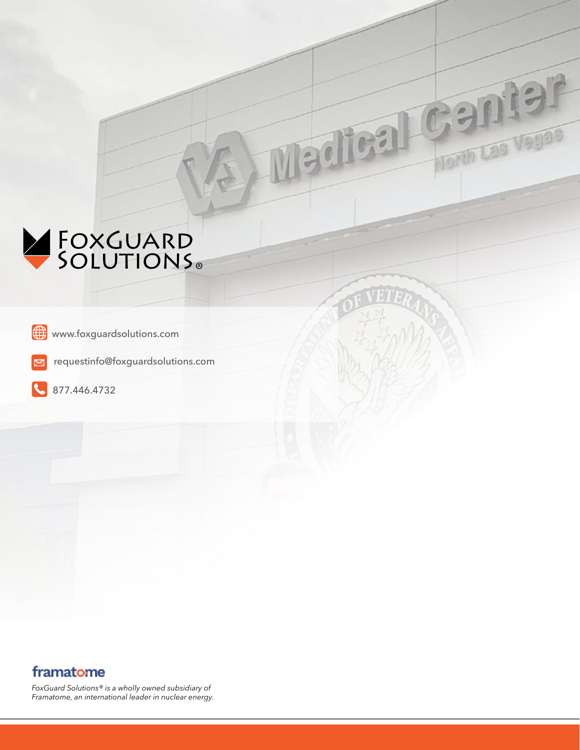FoxGuard Solutions®

www.foxguardsolutions.com

requestinfo@foxguardsolutions.com

877.446.4732

framatome

*FoxGuard Solutions® is a wholly owned subsidiary of Framatome, an international leader in nuclear energy.*